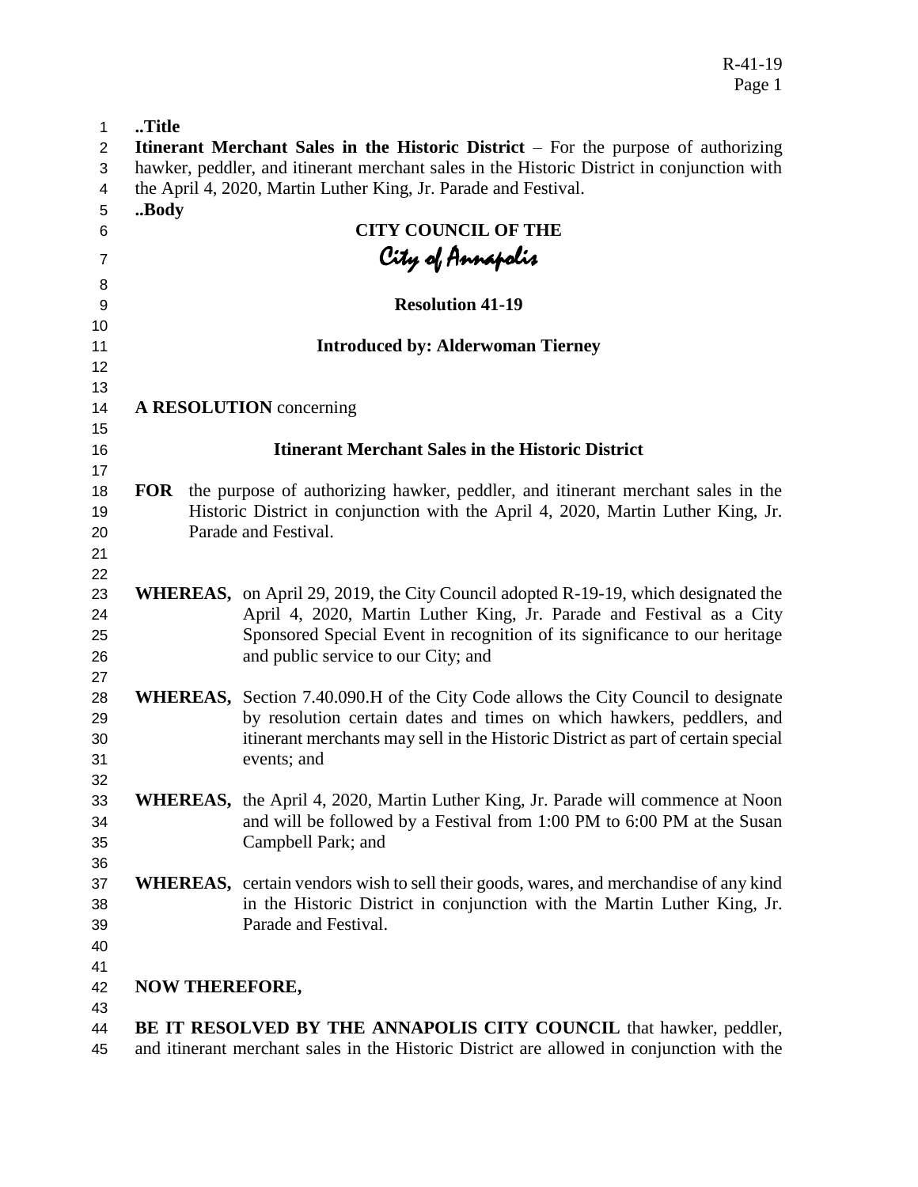..Title

**Itinerant Merchant Sales in the Historic District** – For the purpose of authorizing hawker, peddler, and itinerant merchant sales in the Historic District in conjunction with the April 4, 2020, Martin Luther King, Jr. Parade and Festival.

..Body

**CITY COUNCIL OF THE**

*City of Annapolis*

**Resolution 41-19**

**Introduced by: Alderwoman Tierney**

**A RESOLUTION** concerning

**Itinerant Merchant Sales in the Historic District**

**FOR** the purpose of authorizing hawker, peddler, and itinerant merchant sales in the Historic District in conjunction with the April 4, 2020, Martin Luther King, Jr. Parade and Festival.

**WHEREAS,** on April 29, 2019, the City Council adopted R-19-19, which designated the April 4, 2020, Martin Luther King, Jr. Parade and Festival as a City Sponsored Special Event in recognition of its significance to our heritage and public service to our City; and

**WHEREAS,** Section 7.40.090.H of the City Code allows the City Council to designate by resolution certain dates and times on which hawkers, peddlers, and itinerant merchants may sell in the Historic District as part of certain special events; and

**WHEREAS,** the April 4, 2020, Martin Luther King, Jr. Parade will commence at Noon and will be followed by a Festival from 1:00 PM to 6:00 PM at the Susan Campbell Park; and

**WHEREAS,** certain vendors wish to sell their goods, wares, and merchandise of any kind in the Historic District in conjunction with the Martin Luther King, Jr. Parade and Festival.

**NOW THEREFORE,**

**BE IT RESOLVED BY THE ANNAPOLIS CITY COUNCIL** that hawker, peddler, and itinerant merchant sales in the Historic District are allowed in conjunction with the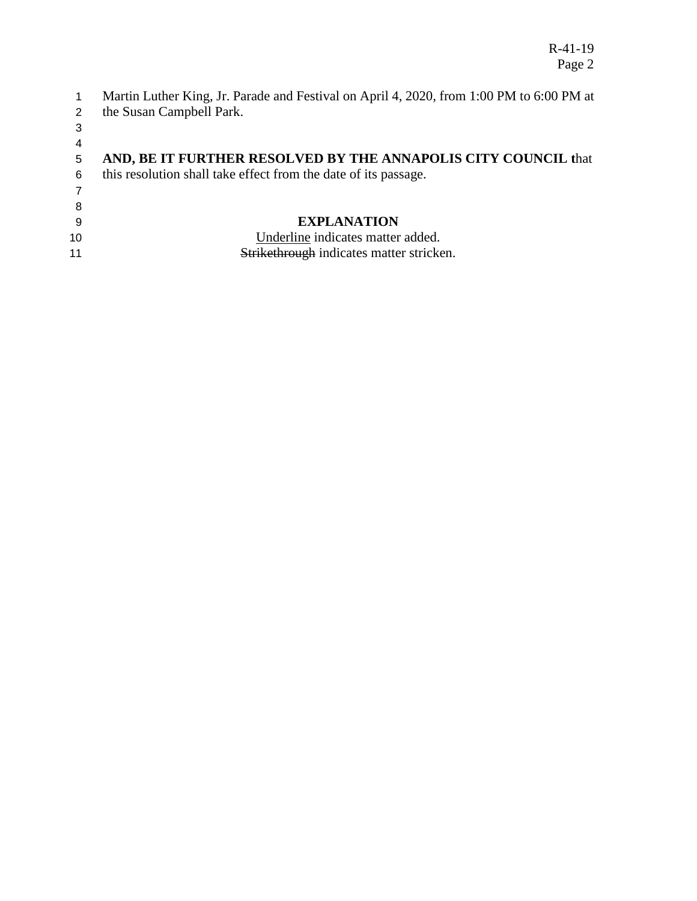Martin Luther King, Jr. Parade and Festival on April 4, 2020, from 1:00 PM to 6:00 PM at the Susan Campbell Park.

**AND, BE IT FURTHER RESOLVED BY THE ANNAPOLIS CITY COUNCIL t**hat this resolution shall take effect from the date of its passage.

**EXPLANATION**

<u>Underline</u> indicates matter added.

~~Strikethrough~~ indicates matter stricken.